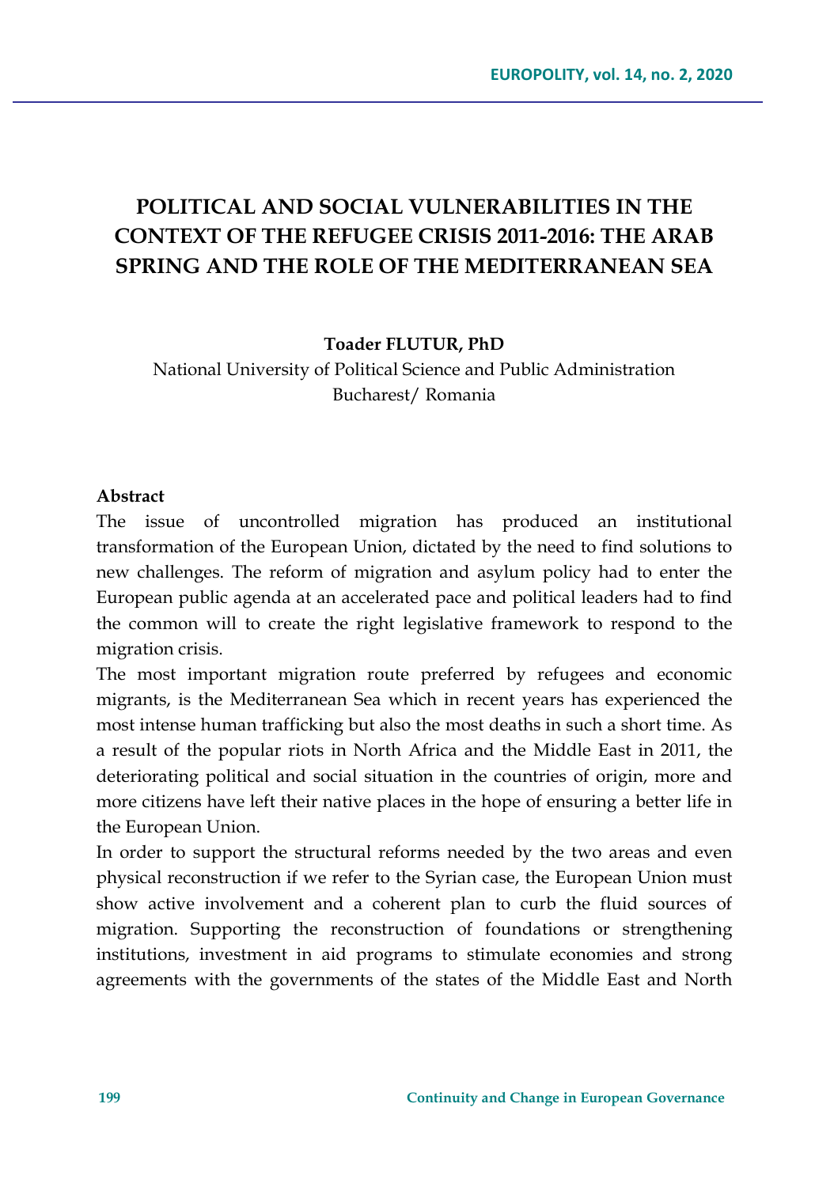# POLITICAL AND SOCIAL VULNERABILITIES IN THE CONTEXT OF THE REFUGEE CRISIS 2011-2016: THE ARAB SPRING AND THE ROLE OF THE MEDITERRANEAN SEA

**Toader FLUTUR, PhD**

National University of Political Science and Public Administration
Bucharest/ Romania

**Abstract**

The issue of uncontrolled migration has produced an institutional transformation of the European Union, dictated by the need to find solutions to new challenges. The reform of migration and asylum policy had to enter the European public agenda at an accelerated pace and political leaders had to find the common will to create the right legislative framework to respond to the migration crisis.

The most important migration route preferred by refugees and economic migrants, is the Mediterranean Sea which in recent years has experienced the most intense human trafficking but also the most deaths in such a short time. As a result of the popular riots in North Africa and the Middle East in 2011, the deteriorating political and social situation in the countries of origin, more and more citizens have left their native places in the hope of ensuring a better life in the European Union.

In order to support the structural reforms needed by the two areas and even physical reconstruction if we refer to the Syrian case, the European Union must show active involvement and a coherent plan to curb the fluid sources of migration. Supporting the reconstruction of foundations or strengthening institutions, investment in aid programs to stimulate economies and strong agreements with the governments of the states of the Middle East and North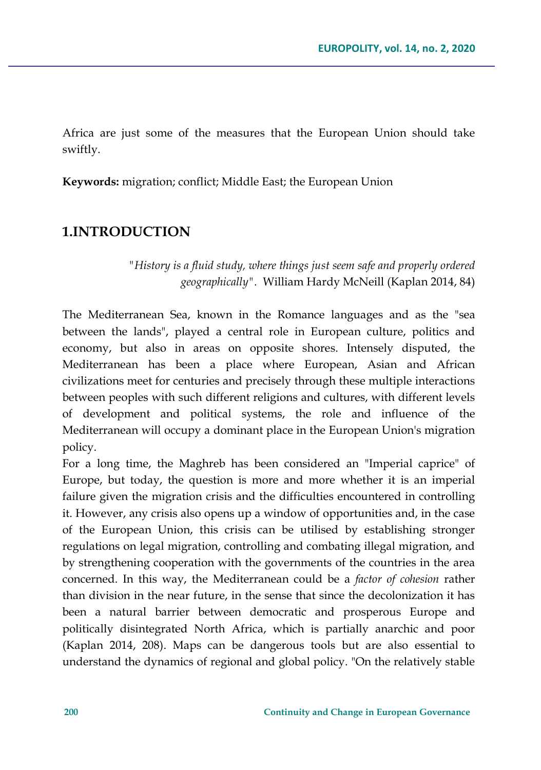Africa are just some of the measures that the European Union should take swiftly.

**Keywords:** migration; conflict; Middle East; the European Union

## 1.INTRODUCTION

> "*History is a fluid study, where things just seem safe and properly ordered geographically*". William Hardy McNeill (Kaplan 2014, 84)

The Mediterranean Sea, known in the Romance languages and as the "sea between the lands", played a central role in European culture, politics and economy, but also in areas on opposite shores. Intensely disputed, the Mediterranean has been a place where European, Asian and African civilizations meet for centuries and precisely through these multiple interactions between peoples with such different religions and cultures, with different levels of development and political systems, the role and influence of the Mediterranean will occupy a dominant place in the European Union's migration policy.

For a long time, the Maghreb has been considered an "Imperial caprice" of Europe, but today, the question is more and more whether it is an imperial failure given the migration crisis and the difficulties encountered in controlling it. However, any crisis also opens up a window of opportunities and, in the case of the European Union, this crisis can be utilised by establishing stronger regulations on legal migration, controlling and combating illegal migration, and by strengthening cooperation with the governments of the countries in the area concerned. In this way, the Mediterranean could be a *factor of cohesion* rather than division in the near future, in the sense that since the decolonization it has been a natural barrier between democratic and prosperous Europe and politically disintegrated North Africa, which is partially anarchic and poor (Kaplan 2014, 208). Maps can be dangerous tools but are also essential to understand the dynamics of regional and global policy. "On the relatively stable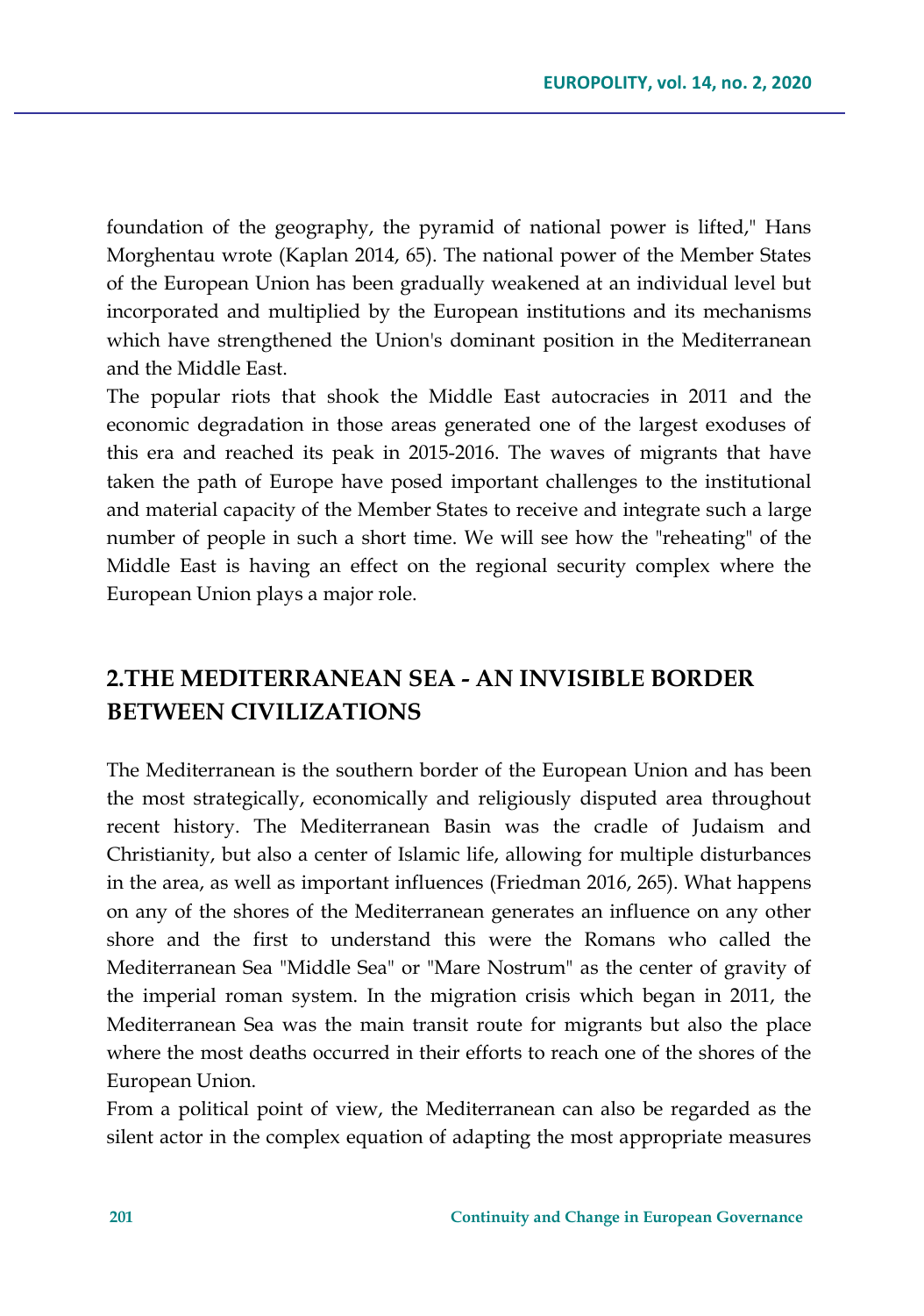foundation of the geography, the pyramid of national power is lifted," Hans Morghentau wrote (Kaplan 2014, 65). The national power of the Member States of the European Union has been gradually weakened at an individual level but incorporated and multiplied by the European institutions and its mechanisms which have strengthened the Union's dominant position in the Mediterranean and the Middle East.

The popular riots that shook the Middle East autocracies in 2011 and the economic degradation in those areas generated one of the largest exoduses of this era and reached its peak in 2015-2016. The waves of migrants that have taken the path of Europe have posed important challenges to the institutional and material capacity of the Member States to receive and integrate such a large number of people in such a short time. We will see how the "reheating" of the Middle East is having an effect on the regional security complex where the European Union plays a major role.

## 2.THE MEDITERRANEAN SEA - AN INVISIBLE BORDER BETWEEN CIVILIZATIONS

The Mediterranean is the southern border of the European Union and has been the most strategically, economically and religiously disputed area throughout recent history. The Mediterranean Basin was the cradle of Judaism and Christianity, but also a center of Islamic life, allowing for multiple disturbances in the area, as well as important influences (Friedman 2016, 265). What happens on any of the shores of the Mediterranean generates an influence on any other shore and the first to understand this were the Romans who called the Mediterranean Sea "Middle Sea" or "Mare Nostrum" as the center of gravity of the imperial roman system. In the migration crisis which began in 2011, the Mediterranean Sea was the main transit route for migrants but also the place where the most deaths occurred in their efforts to reach one of the shores of the European Union.

From a political point of view, the Mediterranean can also be regarded as the silent actor in the complex equation of adapting the most appropriate measures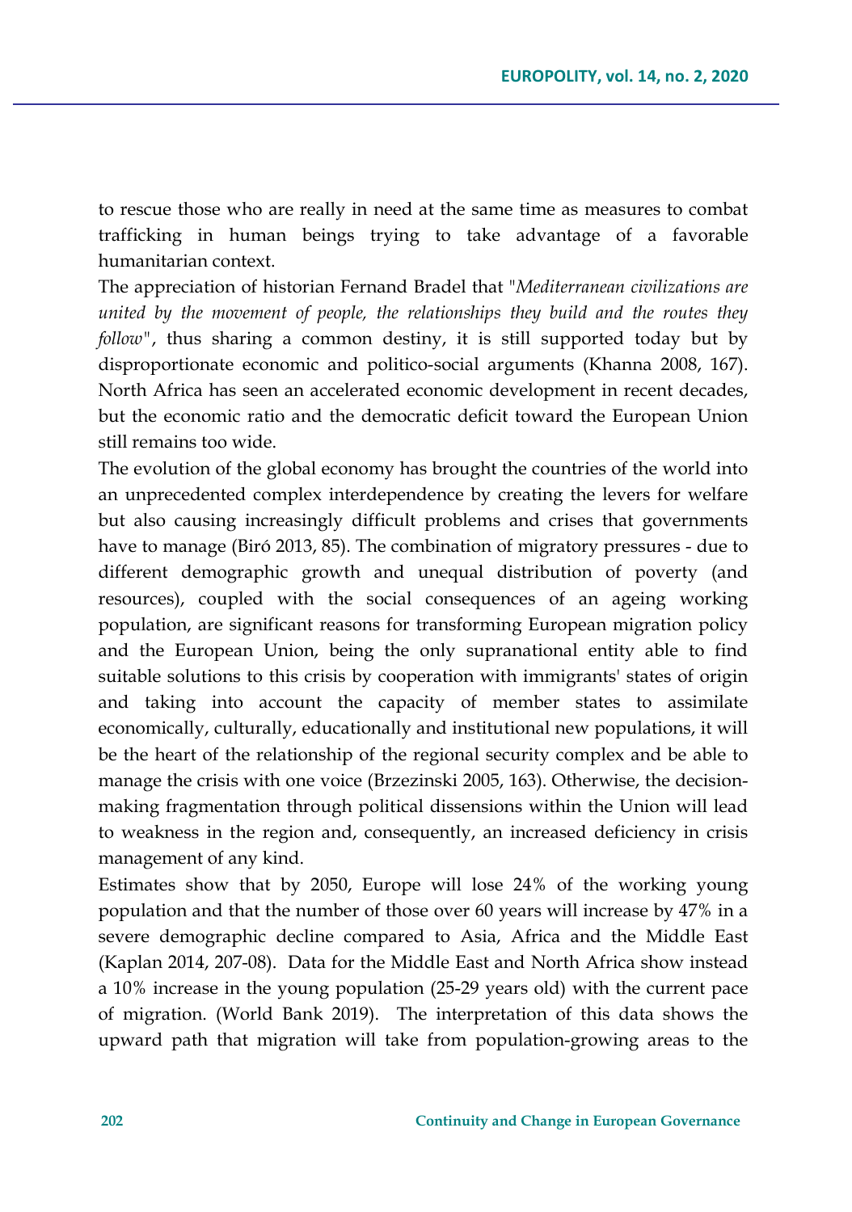to rescue those who are really in need at the same time as measures to combat trafficking in human beings trying to take advantage of a favorable humanitarian context.

The appreciation of historian Fernand Bradel that "*Mediterranean civilizations are united by the movement of people, the relationships they build and the routes they follow*", thus sharing a common destiny, it is still supported today but by disproportionate economic and politico-social arguments (Khanna 2008, 167). North Africa has seen an accelerated economic development in recent decades, but the economic ratio and the democratic deficit toward the European Union still remains too wide.

The evolution of the global economy has brought the countries of the world into an unprecedented complex interdependence by creating the levers for welfare but also causing increasingly difficult problems and crises that governments have to manage (Biró 2013, 85). The combination of migratory pressures - due to different demographic growth and unequal distribution of poverty (and resources), coupled with the social consequences of an ageing working population, are significant reasons for transforming European migration policy and the European Union, being the only supranational entity able to find suitable solutions to this crisis by cooperation with immigrants' states of origin and taking into account the capacity of member states to assimilate economically, culturally, educationally and institutional new populations, it will be the heart of the relationship of the regional security complex and be able to manage the crisis with one voice (Brzezinski 2005, 163). Otherwise, the decision-making fragmentation through political dissensions within the Union will lead to weakness in the region and, consequently, an increased deficiency in crisis management of any kind.

Estimates show that by 2050, Europe will lose 24% of the working young population and that the number of those over 60 years will increase by 47% in a severe demographic decline compared to Asia, Africa and the Middle East (Kaplan 2014, 207-08). Data for the Middle East and North Africa show instead a 10% increase in the young population (25-29 years old) with the current pace of migration. (World Bank 2019). The interpretation of this data shows the upward path that migration will take from population-growing areas to the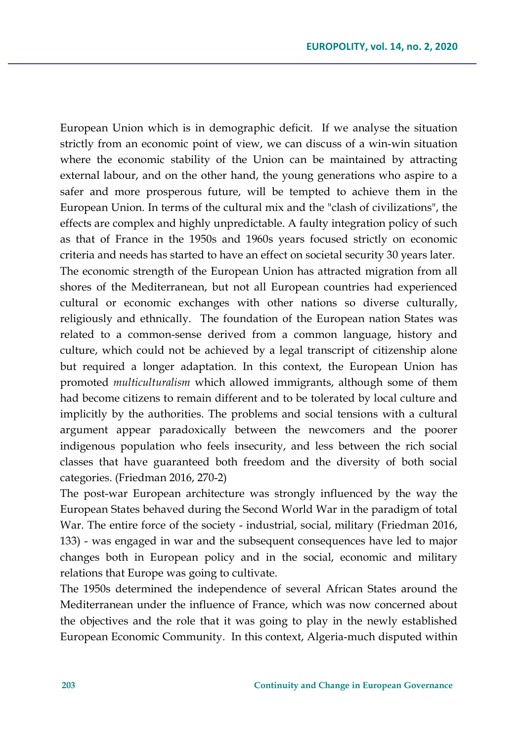European Union which is in demographic deficit. If we analyse the situation strictly from an economic point of view, we can discuss of a win-win situation where the economic stability of the Union can be maintained by attracting external labour, and on the other hand, the young generations who aspire to a safer and more prosperous future, will be tempted to achieve them in the European Union. In terms of the cultural mix and the "clash of civilizations", the effects are complex and highly unpredictable. A faulty integration policy of such as that of France in the 1950s and 1960s years focused strictly on economic criteria and needs has started to have an effect on societal security 30 years later. The economic strength of the European Union has attracted migration from all shores of the Mediterranean, but not all European countries had experienced cultural or economic exchanges with other nations so diverse culturally, religiously and ethnically. The foundation of the European nation States was related to a common-sense derived from a common language, history and culture, which could not be achieved by a legal transcript of citizenship alone but required a longer adaptation. In this context, the European Union has promoted *multiculturalism* which allowed immigrants, although some of them had become citizens to remain different and to be tolerated by local culture and implicitly by the authorities. The problems and social tensions with a cultural argument appear paradoxically between the newcomers and the poorer indigenous population who feels insecurity, and less between the rich social classes that have guaranteed both freedom and the diversity of both social categories. (Friedman 2016, 270-2)

The post-war European architecture was strongly influenced by the way the European States behaved during the Second World War in the paradigm of total War. The entire force of the society - industrial, social, military (Friedman 2016, 133) - was engaged in war and the subsequent consequences have led to major changes both in European policy and in the social, economic and military relations that Europe was going to cultivate.

The 1950s determined the independence of several African States around the Mediterranean under the influence of France, which was now concerned about the objectives and the role that it was going to play in the newly established European Economic Community. In this context, Algeria-much disputed within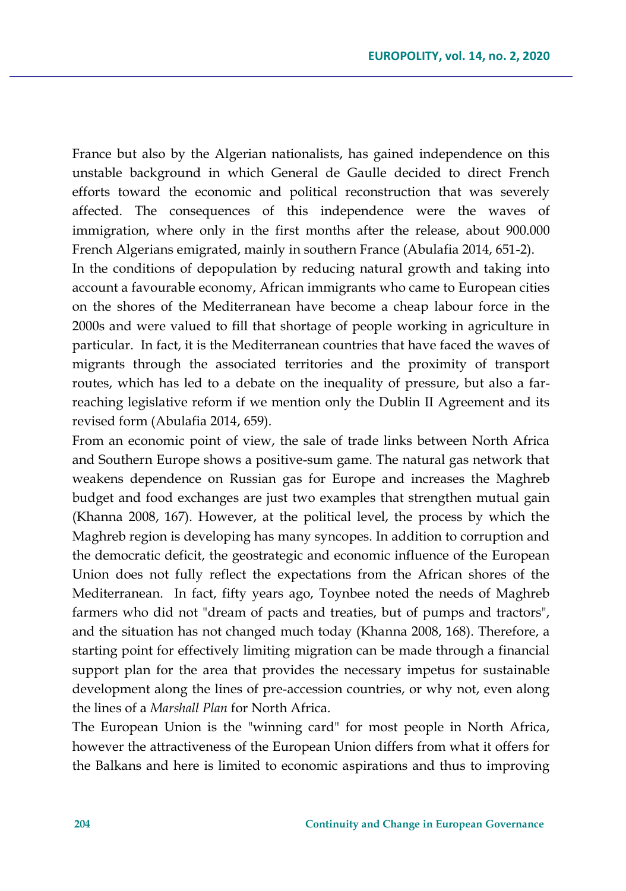France but also by the Algerian nationalists, has gained independence on this unstable background in which General de Gaulle decided to direct French efforts toward the economic and political reconstruction that was severely affected. The consequences of this independence were the waves of immigration, where only in the first months after the release, about 900.000 French Algerians emigrated, mainly in southern France (Abulafia 2014, 651-2).

In the conditions of depopulation by reducing natural growth and taking into account a favourable economy, African immigrants who came to European cities on the shores of the Mediterranean have become a cheap labour force in the 2000s and were valued to fill that shortage of people working in agriculture in particular. In fact, it is the Mediterranean countries that have faced the waves of migrants through the associated territories and the proximity of transport routes, which has led to a debate on the inequality of pressure, but also a far-reaching legislative reform if we mention only the Dublin II Agreement and its revised form (Abulafia 2014, 659).

From an economic point of view, the sale of trade links between North Africa and Southern Europe shows a positive-sum game. The natural gas network that weakens dependence on Russian gas for Europe and increases the Maghreb budget and food exchanges are just two examples that strengthen mutual gain (Khanna 2008, 167). However, at the political level, the process by which the Maghreb region is developing has many syncopes. In addition to corruption and the democratic deficit, the geostrategic and economic influence of the European Union does not fully reflect the expectations from the African shores of the Mediterranean. In fact, fifty years ago, Toynbee noted the needs of Maghreb farmers who did not "dream of pacts and treaties, but of pumps and tractors", and the situation has not changed much today (Khanna 2008, 168). Therefore, a starting point for effectively limiting migration can be made through a financial support plan for the area that provides the necessary impetus for sustainable development along the lines of pre-accession countries, or why not, even along the lines of a *Marshall Plan* for North Africa.

The European Union is the "winning card" for most people in North Africa, however the attractiveness of the European Union differs from what it offers for the Balkans and here is limited to economic aspirations and thus to improving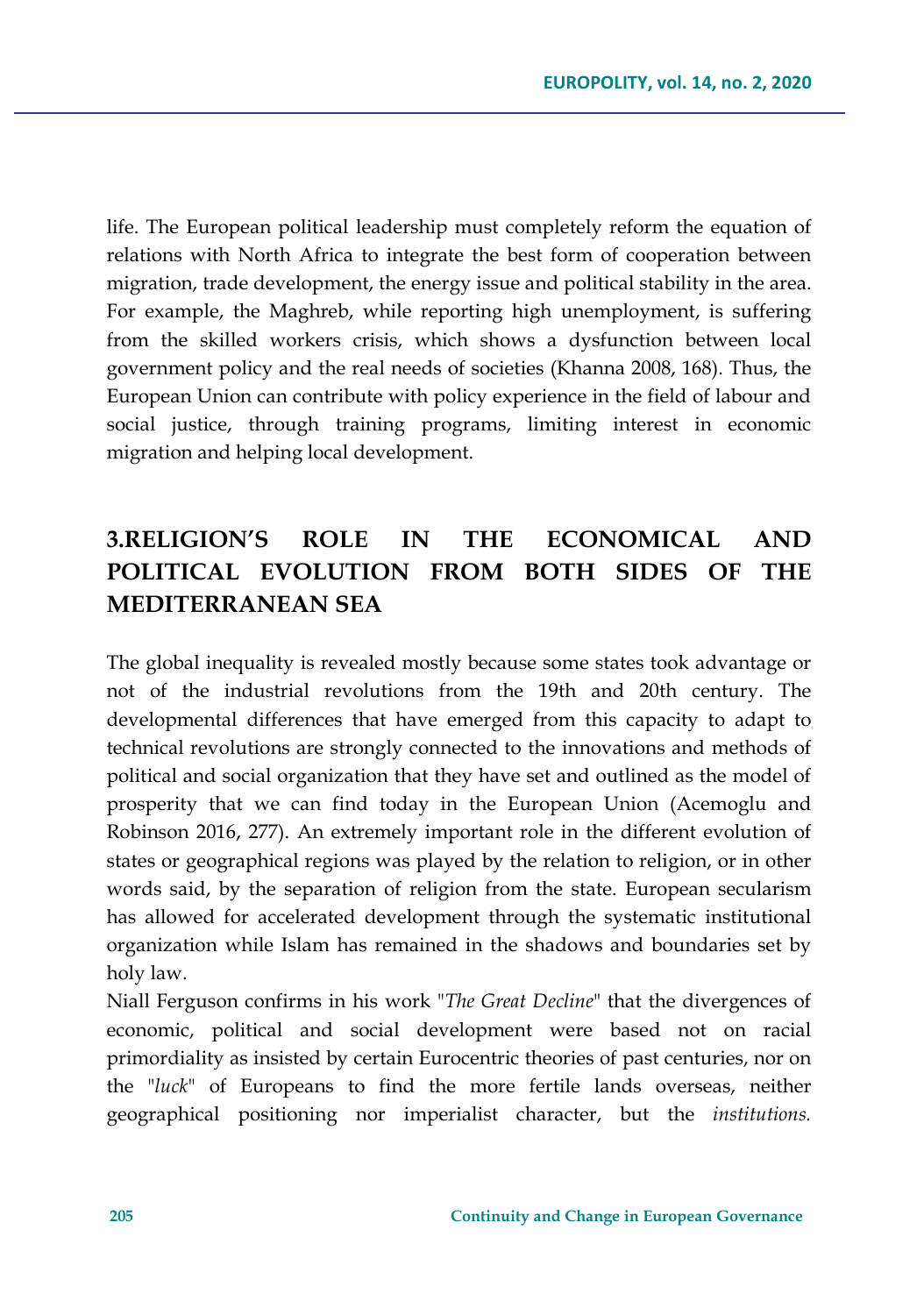life. The European political leadership must completely reform the equation of relations with North Africa to integrate the best form of cooperation between migration, trade development, the energy issue and political stability in the area. For example, the Maghreb, while reporting high unemployment, is suffering from the skilled workers crisis, which shows a dysfunction between local government policy and the real needs of societies (Khanna 2008, 168). Thus, the European Union can contribute with policy experience in the field of labour and social justice, through training programs, limiting interest in economic migration and helping local development.

## 3.RELIGION'S ROLE IN THE ECONOMICAL AND POLITICAL EVOLUTION FROM BOTH SIDES OF THE MEDITERRANEAN SEA

The global inequality is revealed mostly because some states took advantage or not of the industrial revolutions from the 19th and 20th century. The developmental differences that have emerged from this capacity to adapt to technical revolutions are strongly connected to the innovations and methods of political and social organization that they have set and outlined as the model of prosperity that we can find today in the European Union (Acemoglu and Robinson 2016, 277). An extremely important role in the different evolution of states or geographical regions was played by the relation to religion, or in other words said, by the separation of religion from the state. European secularism has allowed for accelerated development through the systematic institutional organization while Islam has remained in the shadows and boundaries set by holy law.

Niall Ferguson confirms in his work "*The Great Decline*" that the divergences of economic, political and social development were based not on racial primordiality as insisted by certain Eurocentric theories of past centuries, nor on the "*luck*" of Europeans to find the more fertile lands overseas, neither geographical positioning nor imperialist character, but the *institutions.*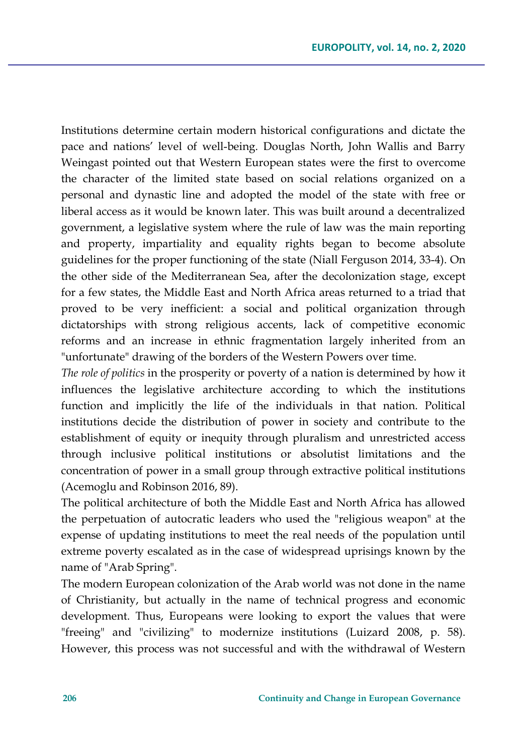Institutions determine certain modern historical configurations and dictate the pace and nations' level of well-being. Douglas North, John Wallis and Barry Weingast pointed out that Western European states were the first to overcome the character of the limited state based on social relations organized on a personal and dynastic line and adopted the model of the state with free or liberal access as it would be known later. This was built around a decentralized government, a legislative system where the rule of law was the main reporting and property, impartiality and equality rights began to become absolute guidelines for the proper functioning of the state (Niall Ferguson 2014, 33-4). On the other side of the Mediterranean Sea, after the decolonization stage, except for a few states, the Middle East and North Africa areas returned to a triad that proved to be very inefficient: a social and political organization through dictatorships with strong religious accents, lack of competitive economic reforms and an increase in ethnic fragmentation largely inherited from an "unfortunate" drawing of the borders of the Western Powers over time.

*The role of politics* in the prosperity or poverty of a nation is determined by how it influences the legislative architecture according to which the institutions function and implicitly the life of the individuals in that nation. Political institutions decide the distribution of power in society and contribute to the establishment of equity or inequity through pluralism and unrestricted access through inclusive political institutions or absolutist limitations and the concentration of power in a small group through extractive political institutions (Acemoglu and Robinson 2016, 89).

The political architecture of both the Middle East and North Africa has allowed the perpetuation of autocratic leaders who used the "religious weapon" at the expense of updating institutions to meet the real needs of the population until extreme poverty escalated as in the case of widespread uprisings known by the name of "Arab Spring".

The modern European colonization of the Arab world was not done in the name of Christianity, but actually in the name of technical progress and economic development. Thus, Europeans were looking to export the values that were "freeing" and "civilizing" to modernize institutions (Luizard 2008, p. 58). However, this process was not successful and with the withdrawal of Western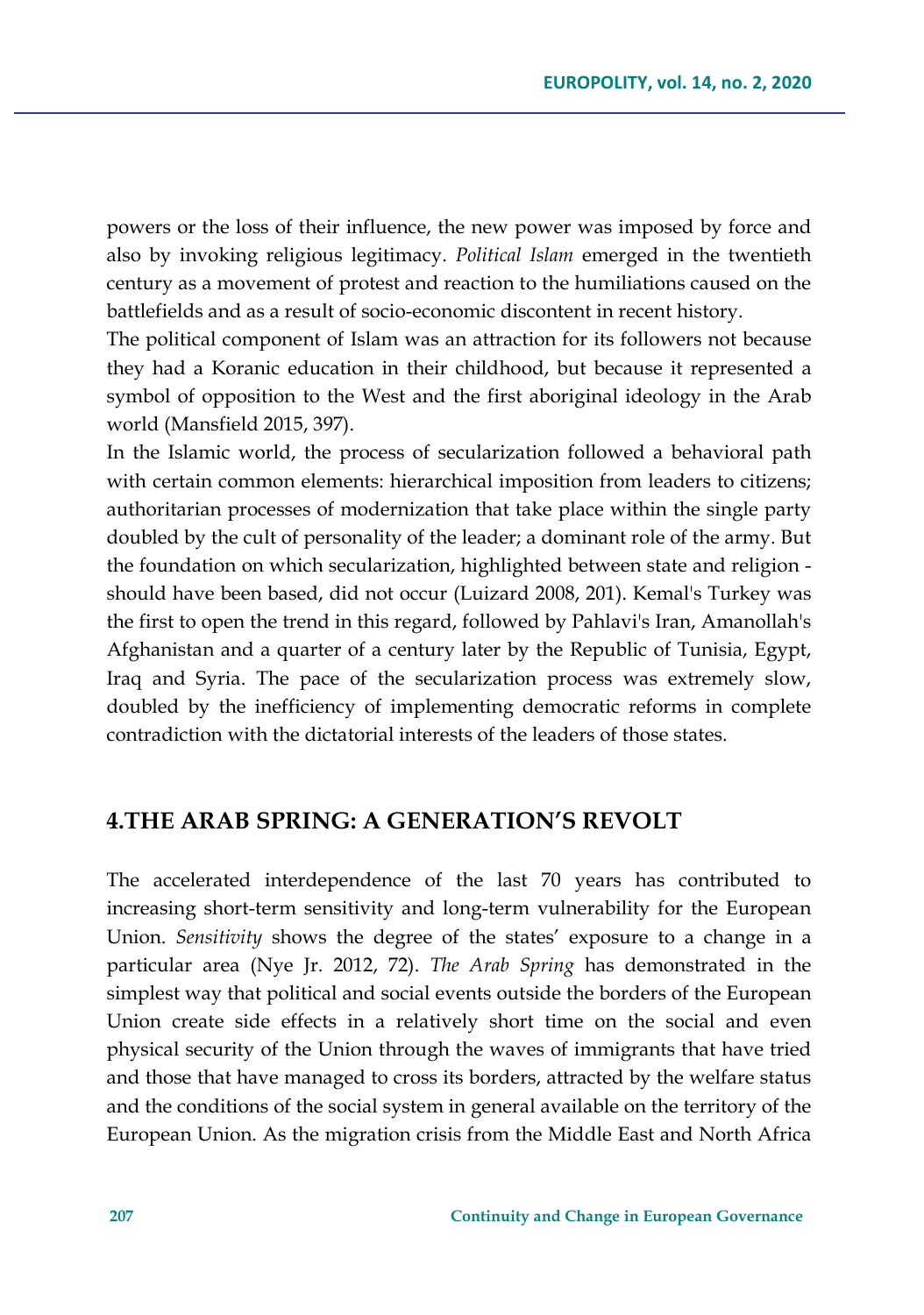powers or the loss of their influence, the new power was imposed by force and also by invoking religious legitimacy. *Political Islam* emerged in the twentieth century as a movement of protest and reaction to the humiliations caused on the battlefields and as a result of socio-economic discontent in recent history.

The political component of Islam was an attraction for its followers not because they had a Koranic education in their childhood, but because it represented a symbol of opposition to the West and the first aboriginal ideology in the Arab world (Mansfield 2015, 397).

In the Islamic world, the process of secularization followed a behavioral path with certain common elements: hierarchical imposition from leaders to citizens; authoritarian processes of modernization that take place within the single party doubled by the cult of personality of the leader; a dominant role of the army. But the foundation on which secularization, highlighted between state and religion - should have been based, did not occur (Luizard 2008, 201). Kemal's Turkey was the first to open the trend in this regard, followed by Pahlavi's Iran, Amanollah's Afghanistan and a quarter of a century later by the Republic of Tunisia, Egypt, Iraq and Syria. The pace of the secularization process was extremely slow, doubled by the inefficiency of implementing democratic reforms in complete contradiction with the dictatorial interests of the leaders of those states.

## 4.THE ARAB SPRING: A GENERATION'S REVOLT

The accelerated interdependence of the last 70 years has contributed to increasing short-term sensitivity and long-term vulnerability for the European Union. *Sensitivity* shows the degree of the states' exposure to a change in a particular area (Nye Jr. 2012, 72). *The Arab Spring* has demonstrated in the simplest way that political and social events outside the borders of the European Union create side effects in a relatively short time on the social and even physical security of the Union through the waves of immigrants that have tried and those that have managed to cross its borders, attracted by the welfare status and the conditions of the social system in general available on the territory of the European Union. As the migration crisis from the Middle East and North Africa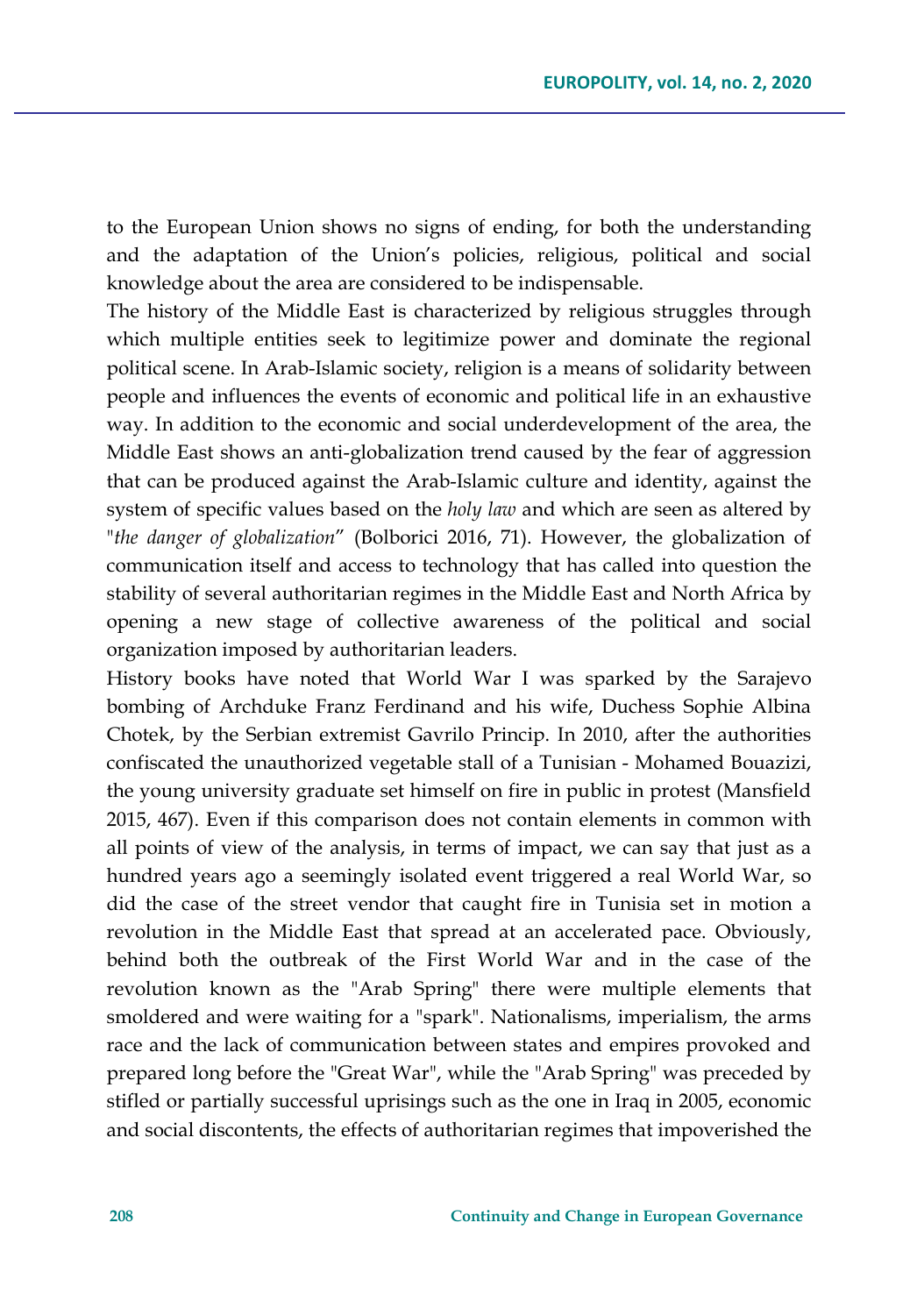to the European Union shows no signs of ending, for both the understanding and the adaptation of the Union's policies, religious, political and social knowledge about the area are considered to be indispensable.

The history of the Middle East is characterized by religious struggles through which multiple entities seek to legitimize power and dominate the regional political scene. In Arab-Islamic society, religion is a means of solidarity between people and influences the events of economic and political life in an exhaustive way. In addition to the economic and social underdevelopment of the area, the Middle East shows an anti-globalization trend caused by the fear of aggression that can be produced against the Arab-Islamic culture and identity, against the system of specific values based on the *holy law* and which are seen as altered by "*the danger of globalization*" (Bolborici 2016, 71). However, the globalization of communication itself and access to technology that has called into question the stability of several authoritarian regimes in the Middle East and North Africa by opening a new stage of collective awareness of the political and social organization imposed by authoritarian leaders.

History books have noted that World War I was sparked by the Sarajevo bombing of Archduke Franz Ferdinand and his wife, Duchess Sophie Albina Chotek, by the Serbian extremist Gavrilo Princip. In 2010, after the authorities confiscated the unauthorized vegetable stall of a Tunisian - Mohamed Bouazizi, the young university graduate set himself on fire in public in protest (Mansfield 2015, 467). Even if this comparison does not contain elements in common with all points of view of the analysis, in terms of impact, we can say that just as a hundred years ago a seemingly isolated event triggered a real World War, so did the case of the street vendor that caught fire in Tunisia set in motion a revolution in the Middle East that spread at an accelerated pace. Obviously, behind both the outbreak of the First World War and in the case of the revolution known as the "Arab Spring" there were multiple elements that smoldered and were waiting for a "spark". Nationalisms, imperialism, the arms race and the lack of communication between states and empires provoked and prepared long before the "Great War", while the "Arab Spring" was preceded by stifled or partially successful uprisings such as the one in Iraq in 2005, economic and social discontents, the effects of authoritarian regimes that impoverished the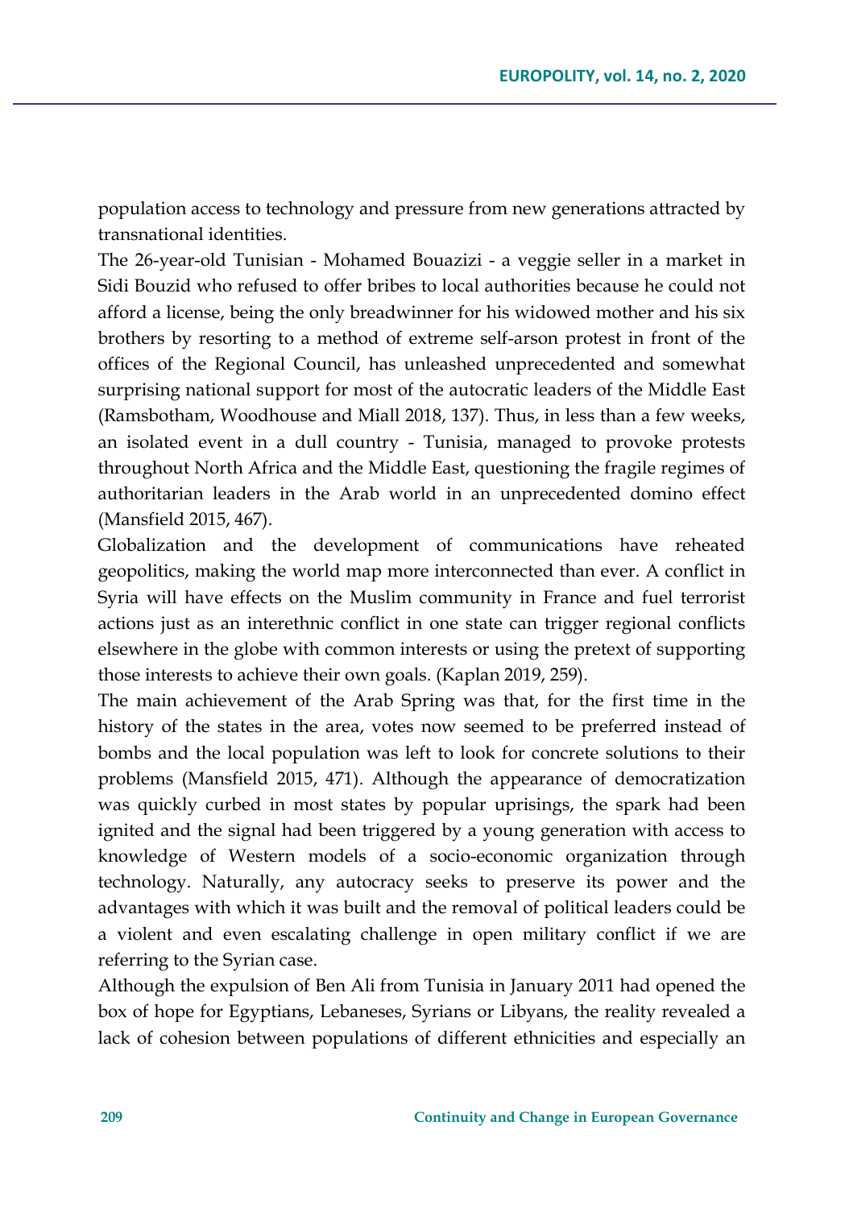population access to technology and pressure from new generations attracted by transnational identities.

The 26-year-old Tunisian - Mohamed Bouazizi - a veggie seller in a market in Sidi Bouzid who refused to offer bribes to local authorities because he could not afford a license, being the only breadwinner for his widowed mother and his six brothers by resorting to a method of extreme self-arson protest in front of the offices of the Regional Council, has unleashed unprecedented and somewhat surprising national support for most of the autocratic leaders of the Middle East (Ramsbotham, Woodhouse and Miall 2018, 137). Thus, in less than a few weeks, an isolated event in a dull country - Tunisia, managed to provoke protests throughout North Africa and the Middle East, questioning the fragile regimes of authoritarian leaders in the Arab world in an unprecedented domino effect (Mansfield 2015, 467).

Globalization and the development of communications have reheated geopolitics, making the world map more interconnected than ever. A conflict in Syria will have effects on the Muslim community in France and fuel terrorist actions just as an interethnic conflict in one state can trigger regional conflicts elsewhere in the globe with common interests or using the pretext of supporting those interests to achieve their own goals. (Kaplan 2019, 259).

The main achievement of the Arab Spring was that, for the first time in the history of the states in the area, votes now seemed to be preferred instead of bombs and the local population was left to look for concrete solutions to their problems (Mansfield 2015, 471). Although the appearance of democratization was quickly curbed in most states by popular uprisings, the spark had been ignited and the signal had been triggered by a young generation with access to knowledge of Western models of a socio-economic organization through technology. Naturally, any autocracy seeks to preserve its power and the advantages with which it was built and the removal of political leaders could be a violent and even escalating challenge in open military conflict if we are referring to the Syrian case.

Although the expulsion of Ben Ali from Tunisia in January 2011 had opened the box of hope for Egyptians, Lebaneses, Syrians or Libyans, the reality revealed a lack of cohesion between populations of different ethnicities and especially an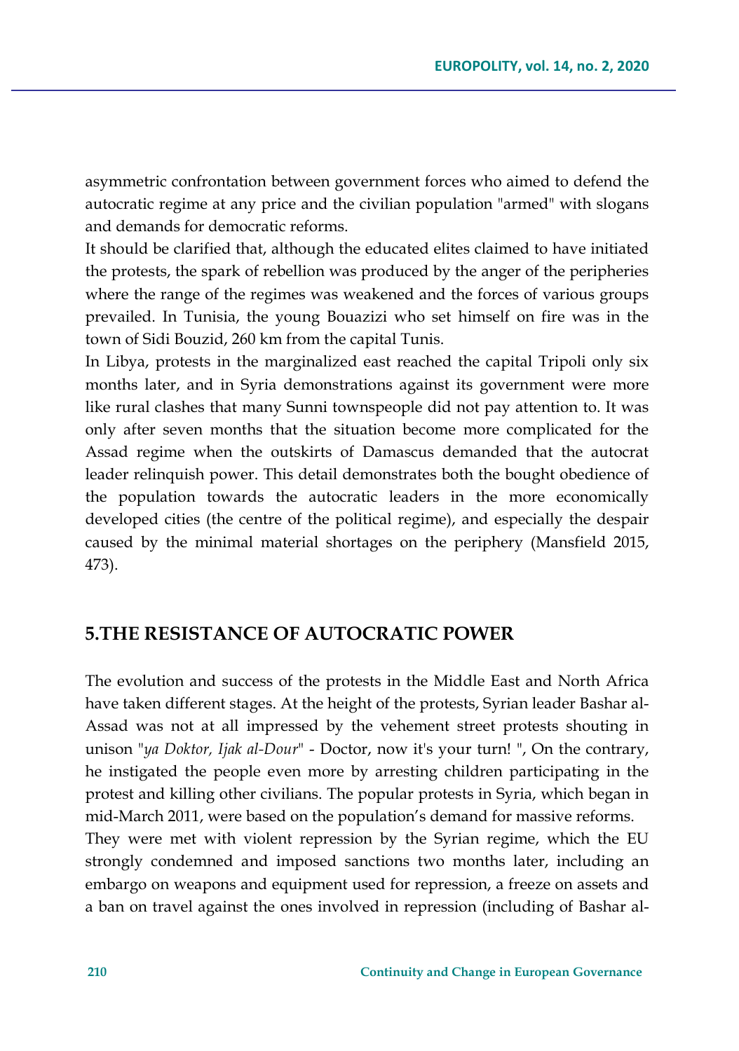asymmetric confrontation between government forces who aimed to defend the autocratic regime at any price and the civilian population "armed" with slogans and demands for democratic reforms.

It should be clarified that, although the educated elites claimed to have initiated the protests, the spark of rebellion was produced by the anger of the peripheries where the range of the regimes was weakened and the forces of various groups prevailed. In Tunisia, the young Bouazizi who set himself on fire was in the town of Sidi Bouzid, 260 km from the capital Tunis.

In Libya, protests in the marginalized east reached the capital Tripoli only six months later, and in Syria demonstrations against its government were more like rural clashes that many Sunni townspeople did not pay attention to. It was only after seven months that the situation become more complicated for the Assad regime when the outskirts of Damascus demanded that the autocrat leader relinquish power. This detail demonstrates both the bought obedience of the population towards the autocratic leaders in the more economically developed cities (the centre of the political regime), and especially the despair caused by the minimal material shortages on the periphery (Mansfield 2015, 473).

## 5.THE RESISTANCE OF AUTOCRATIC POWER

The evolution and success of the protests in the Middle East and North Africa have taken different stages. At the height of the protests, Syrian leader Bashar al-Assad was not at all impressed by the vehement street protests shouting in unison "*ya Doktor, Ijak al-Dour*" - Doctor, now it's your turn! ", On the contrary, he instigated the people even more by arresting children participating in the protest and killing other civilians. The popular protests in Syria, which began in mid-March 2011, were based on the population's demand for massive reforms.

They were met with violent repression by the Syrian regime, which the EU strongly condemned and imposed sanctions two months later, including an embargo on weapons and equipment used for repression, a freeze on assets and a ban on travel against the ones involved in repression (including of Bashar al-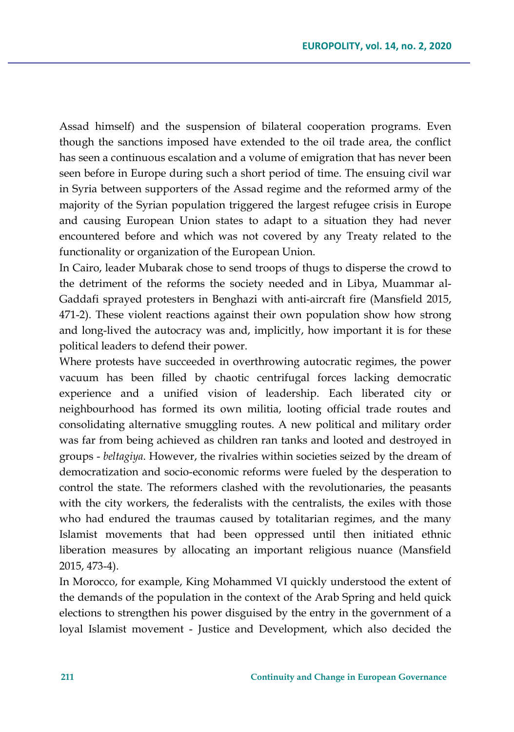Assad himself) and the suspension of bilateral cooperation programs. Even though the sanctions imposed have extended to the oil trade area, the conflict has seen a continuous escalation and a volume of emigration that has never been seen before in Europe during such a short period of time. The ensuing civil war in Syria between supporters of the Assad regime and the reformed army of the majority of the Syrian population triggered the largest refugee crisis in Europe and causing European Union states to adapt to a situation they had never encountered before and which was not covered by any Treaty related to the functionality or organization of the European Union.

In Cairo, leader Mubarak chose to send troops of thugs to disperse the crowd to the detriment of the reforms the society needed and in Libya, Muammar al-Gaddafi sprayed protesters in Benghazi with anti-aircraft fire (Mansfield 2015, 471-2). These violent reactions against their own population show how strong and long-lived the autocracy was and, implicitly, how important it is for these political leaders to defend their power.

Where protests have succeeded in overthrowing autocratic regimes, the power vacuum has been filled by chaotic centrifugal forces lacking democratic experience and a unified vision of leadership. Each liberated city or neighbourhood has formed its own militia, looting official trade routes and consolidating alternative smuggling routes. A new political and military order was far from being achieved as children ran tanks and looted and destroyed in groups - *beltagiya*. However, the rivalries within societies seized by the dream of democratization and socio-economic reforms were fueled by the desperation to control the state. The reformers clashed with the revolutionaries, the peasants with the city workers, the federalists with the centralists, the exiles with those who had endured the traumas caused by totalitarian regimes, and the many Islamist movements that had been oppressed until then initiated ethnic liberation measures by allocating an important religious nuance (Mansfield 2015, 473-4).

In Morocco, for example, King Mohammed VI quickly understood the extent of the demands of the population in the context of the Arab Spring and held quick elections to strengthen his power disguised by the entry in the government of a loyal Islamist movement - Justice and Development, which also decided the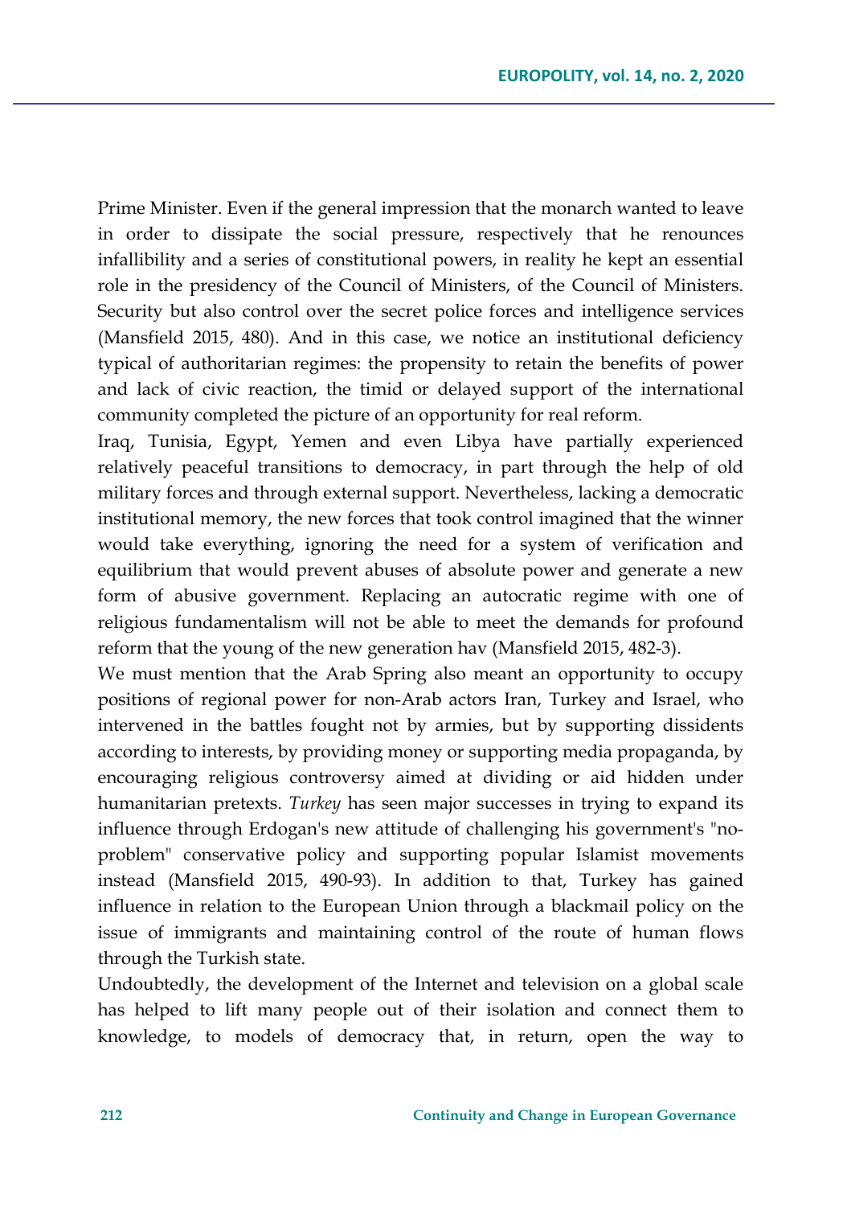Prime Minister. Even if the general impression that the monarch wanted to leave in order to dissipate the social pressure, respectively that he renounces infallibility and a series of constitutional powers, in reality he kept an essential role in the presidency of the Council of Ministers, of the Council of Ministers. Security but also control over the secret police forces and intelligence services (Mansfield 2015, 480). And in this case, we notice an institutional deficiency typical of authoritarian regimes: the propensity to retain the benefits of power and lack of civic reaction, the timid or delayed support of the international community completed the picture of an opportunity for real reform.

Iraq, Tunisia, Egypt, Yemen and even Libya have partially experienced relatively peaceful transitions to democracy, in part through the help of old military forces and through external support. Nevertheless, lacking a democratic institutional memory, the new forces that took control imagined that the winner would take everything, ignoring the need for a system of verification and equilibrium that would prevent abuses of absolute power and generate a new form of abusive government. Replacing an autocratic regime with one of religious fundamentalism will not be able to meet the demands for profound reform that the young of the new generation hav (Mansfield 2015, 482-3).

We must mention that the Arab Spring also meant an opportunity to occupy positions of regional power for non-Arab actors Iran, Turkey and Israel, who intervened in the battles fought not by armies, but by supporting dissidents according to interests, by providing money or supporting media propaganda, by encouraging religious controversy aimed at dividing or aid hidden under humanitarian pretexts. *Turkey* has seen major successes in trying to expand its influence through Erdogan's new attitude of challenging his government's "no-problem" conservative policy and supporting popular Islamist movements instead (Mansfield 2015, 490-93). In addition to that, Turkey has gained influence in relation to the European Union through a blackmail policy on the issue of immigrants and maintaining control of the route of human flows through the Turkish state.

Undoubtedly, the development of the Internet and television on a global scale has helped to lift many people out of their isolation and connect them to knowledge, to models of democracy that, in return, open the way to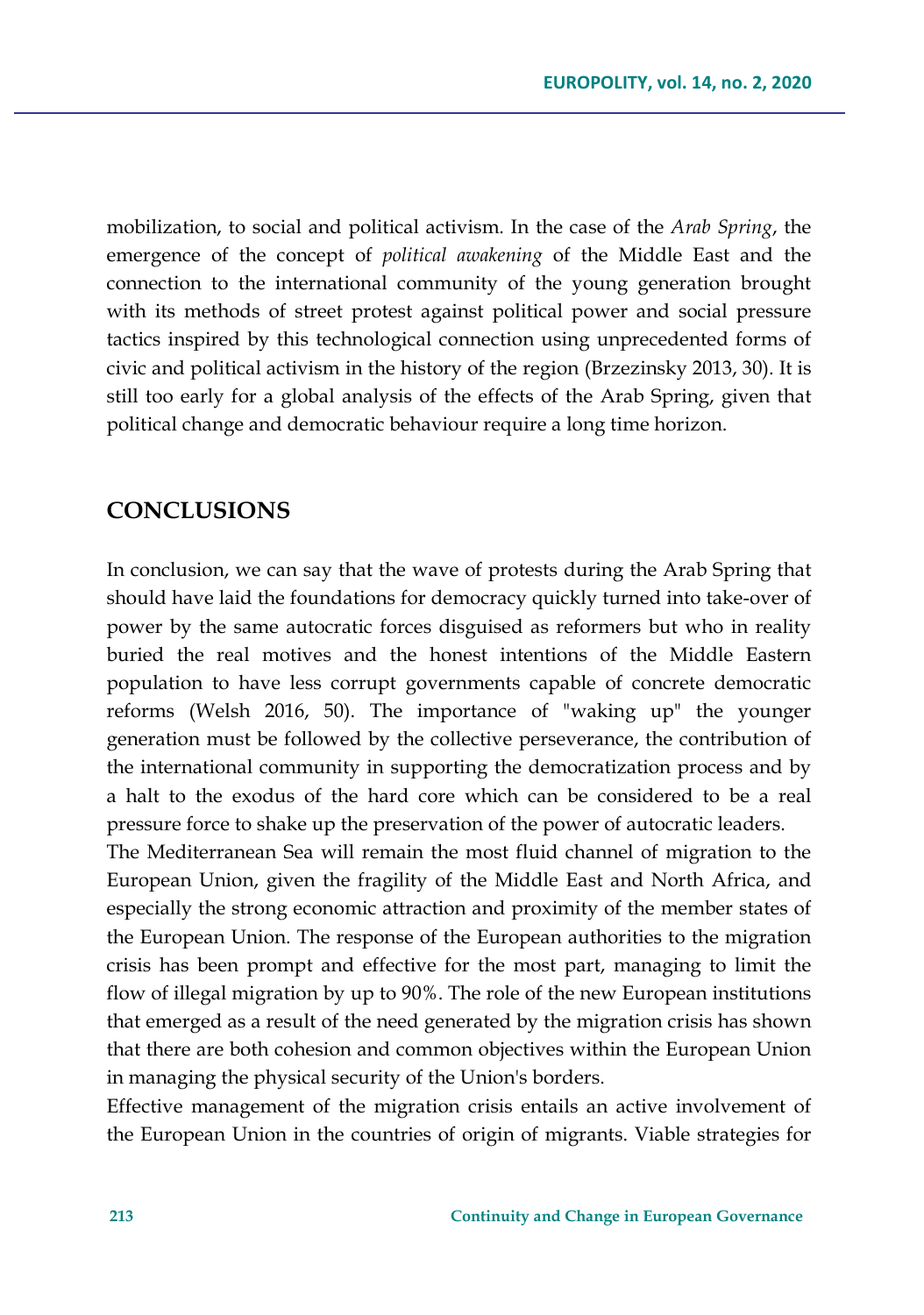mobilization, to social and political activism. In the case of the *Arab Spring*, the emergence of the concept of *political awakening* of the Middle East and the connection to the international community of the young generation brought with its methods of street protest against political power and social pressure tactics inspired by this technological connection using unprecedented forms of civic and political activism in the history of the region (Brzezinsky 2013, 30). It is still too early for a global analysis of the effects of the Arab Spring, given that political change and democratic behaviour require a long time horizon.

## CONCLUSIONS

In conclusion, we can say that the wave of protests during the Arab Spring that should have laid the foundations for democracy quickly turned into take-over of power by the same autocratic forces disguised as reformers but who in reality buried the real motives and the honest intentions of the Middle Eastern population to have less corrupt governments capable of concrete democratic reforms (Welsh 2016, 50). The importance of "waking up" the younger generation must be followed by the collective perseverance, the contribution of the international community in supporting the democratization process and by a halt to the exodus of the hard core which can be considered to be a real pressure force to shake up the preservation of the power of autocratic leaders.

The Mediterranean Sea will remain the most fluid channel of migration to the European Union, given the fragility of the Middle East and North Africa, and especially the strong economic attraction and proximity of the member states of the European Union. The response of the European authorities to the migration crisis has been prompt and effective for the most part, managing to limit the flow of illegal migration by up to 90%. The role of the new European institutions that emerged as a result of the need generated by the migration crisis has shown that there are both cohesion and common objectives within the European Union in managing the physical security of the Union's borders.

Effective management of the migration crisis entails an active involvement of the European Union in the countries of origin of migrants. Viable strategies for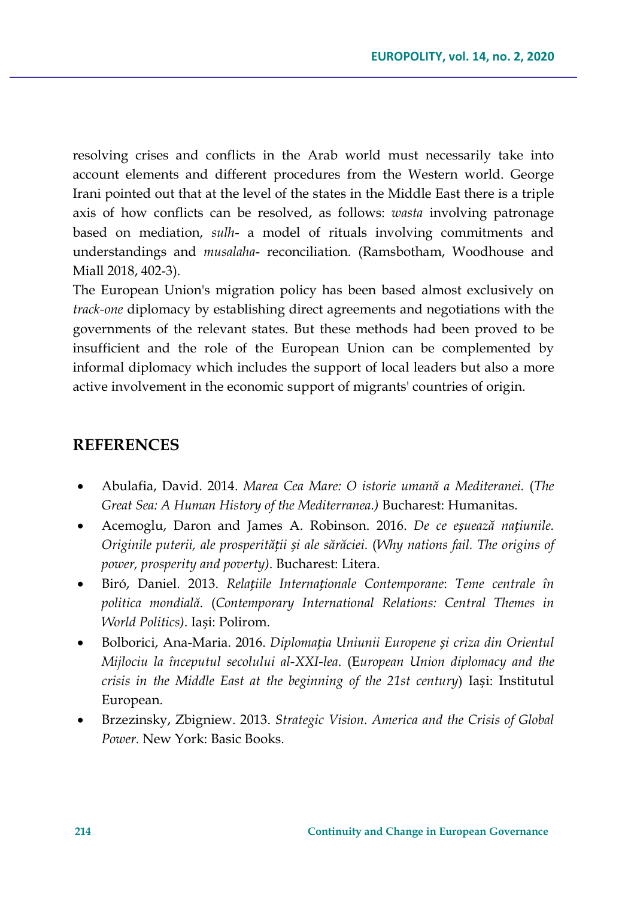resolving crises and conflicts in the Arab world must necessarily take into account elements and different procedures from the Western world. George Irani pointed out that at the level of the states in the Middle East there is a triple axis of how conflicts can be resolved, as follows: *wasta* involving patronage based on mediation, *sulh*- a model of rituals involving commitments and understandings and *musalaha*- reconciliation. (Ramsbotham, Woodhouse and Miall 2018, 402-3).

The European Union's migration policy has been based almost exclusively on *track-one* diplomacy by establishing direct agreements and negotiations with the governments of the relevant states. But these methods had been proved to be insufficient and the role of the European Union can be complemented by informal diplomacy which includes the support of local leaders but also a more active involvement in the economic support of migrants' countries of origin.

## REFERENCES

- Abulafia, David. 2014. *Marea Cea Mare: O istorie umană a Mediteranei.* (*The Great Sea: A Human History of the Mediterranea.)* Bucharest: Humanitas.
- Acemoglu, Daron and James A. Robinson. 2016. *De ce eșuează națiunile. Originile puterii, ale prosperității și ale sărăciei.* (*Why nations fail. The origins of power, prosperity and poverty)*. Bucharest: Litera.
- Biró, Daniel. 2013. *Relațiile Internaționale Contemporane*: *Teme centrale în politica mondială*. (*Contemporary International Relations: Central Themes in World Politics)*. Iași: Polirom.
- Bolborici, Ana-Maria. 2016. *Diplomația Uniunii Europene și criza din Orientul Mijlociu la începutul secolului al-XXI-lea*. (*European Union diplomacy and the crisis in the Middle East at the beginning of the 21st century*) Iași: Institutul European.
- Brzezinsky, Zbigniew. 2013. *Strategic Vision. America and the Crisis of Global Power*. New York: Basic Books.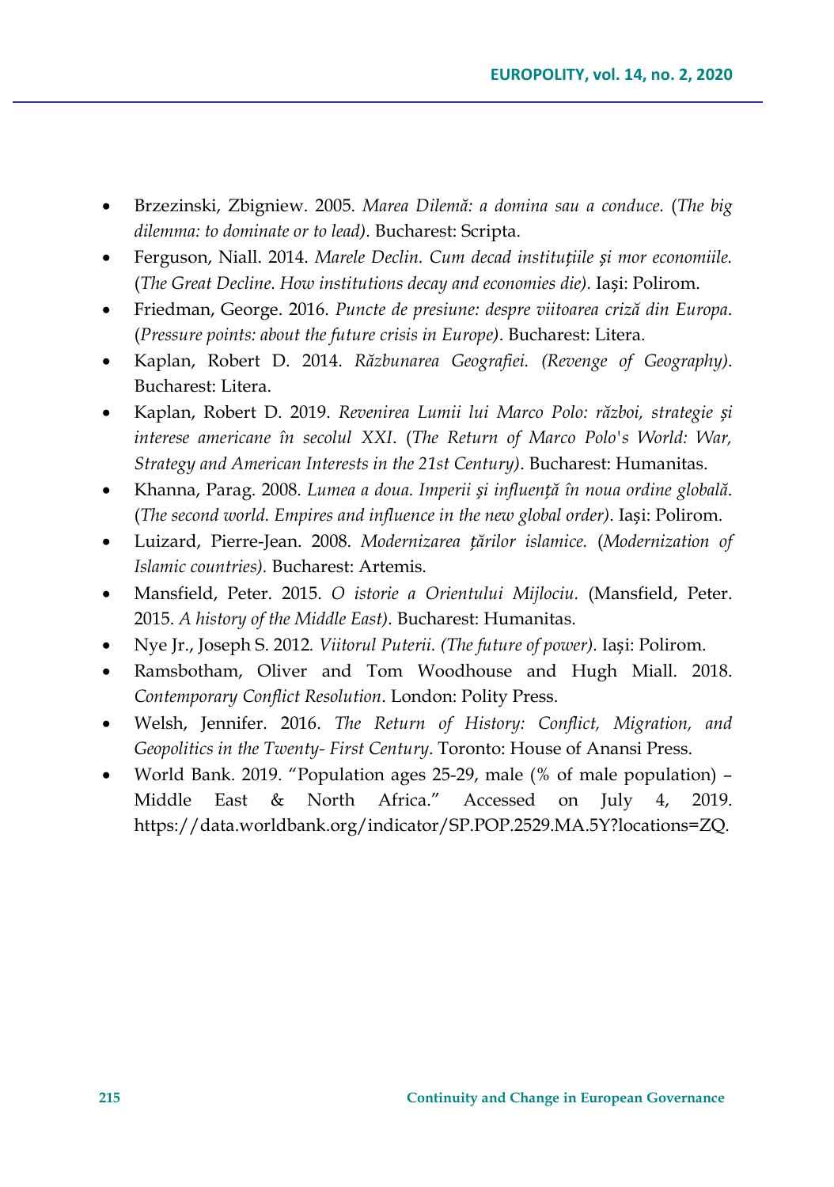- Brzezinski, Zbigniew. 2005. *Marea Dilemă: a domina sau a conduce.* (*The big dilemma: to dominate or to lead).* Bucharest: Scripta.
- Ferguson, Niall. 2014. *Marele Declin. Cum decad instituțiile și mor economiile.* (*The Great Decline. How institutions decay and economies die).* Iași: Polirom.
- Friedman, George. 2016. *Puncte de presiune: despre viitoarea criză din Europa*. (*Pressure points: about the future crisis in Europe)*. Bucharest: Litera.
- Kaplan, Robert D. 2014. *Răzbunarea Geografiei. (Revenge of Geography)*. Bucharest: Litera.
- Kaplan, Robert D. 2019. *Revenirea Lumii lui Marco Polo: război, strategie și interese americane în secolul XXI*. (*The Return of Marco Polo's World: War, Strategy and American Interests in the 21st Century)*. Bucharest: Humanitas.
- Khanna, Parag. 2008. *Lumea a doua. Imperii și influență în noua ordine globală*. (*The second world. Empires and influence in the new global order)*. Iași: Polirom.
- Luizard, Pierre-Jean. 2008. *Modernizarea țărilor islamice.* (*Modernization of Islamic countries).* Bucharest: Artemis.
- Mansfield, Peter. 2015. *O istorie a Orientului Mijlociu.* (Mansfield, Peter. 2015. *A history of the Middle East).* Bucharest: Humanitas.
- Nye Jr., Joseph S. 2012*. Viitorul Puterii. (The future of power).* Iași: Polirom.
- Ramsbotham, Oliver and Tom Woodhouse and Hugh Miall. 2018. *Contemporary Conflict Resolution*. London: Polity Press.
- Welsh, Jennifer. 2016. *The Return of History: Conflict, Migration, and Geopolitics in the Twenty- First Century*. Toronto: House of Anansi Press.
- World Bank. 2019. "Population ages 25-29, male (% of male population) – Middle East & North Africa." Accessed on July 4, 2019. https://data.worldbank.org/indicator/SP.POP.2529.MA.5Y?locations=ZQ.